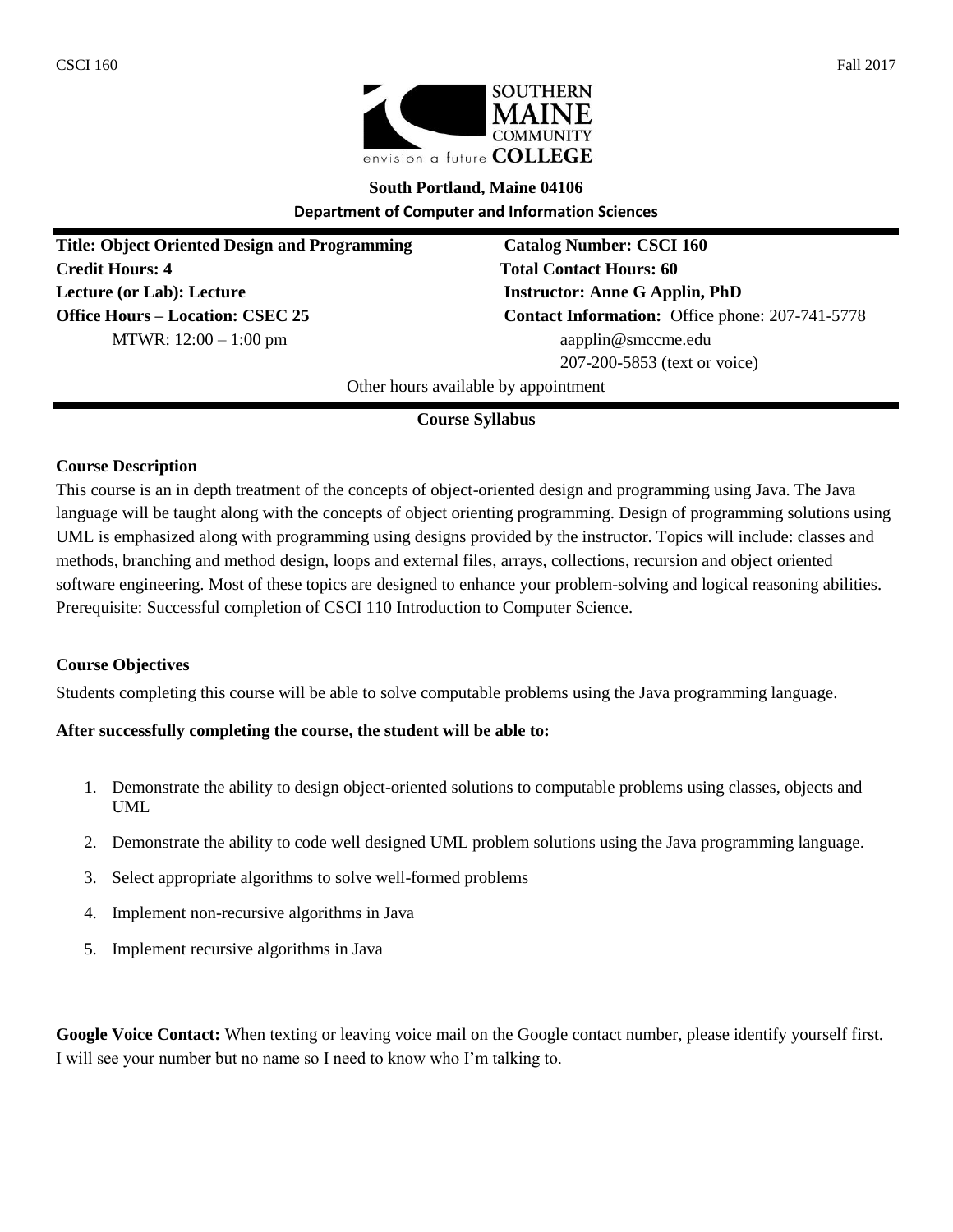**South Portland, Maine 04106**

**Department of Computer and Information Sciences**

**Title: Object Oriented Design and Programming**
**Catalog Number: CSCI 160**
**Credit Hours: 4**
**Total Contact Hours: 60**
**Lecture (or Lab): Lecture**
**Instructor: Anne G Applin, PhD**
**Office Hours – Location: CSEC 25**
MTWR: 12:00 – 1:00 pm
**Contact Information:** Office phone: 207-741-5778
aapplin@smccme.edu
207-200-5853 (text or voice)

Other hours available by appointment

## Course Syllabus

### Course Description

This course is an in depth treatment of the concepts of object-oriented design and programming using Java. The Java language will be taught along with the concepts of object orienting programming. Design of programming solutions using UML is emphasized along with programming using designs provided by the instructor. Topics will include: classes and methods, branching and method design, loops and external files, arrays, collections, recursion and object oriented software engineering. Most of these topics are designed to enhance your problem-solving and logical reasoning abilities. Prerequisite: Successful completion of CSCI 110 Introduction to Computer Science.

### Course Objectives

Students completing this course will be able to solve computable problems using the Java programming language.

**After successfully completing the course, the student will be able to:**

1. Demonstrate the ability to design object-oriented solutions to computable problems using classes, objects and UML
2. Demonstrate the ability to code well designed UML problem solutions using the Java programming language.
3. Select appropriate algorithms to solve well-formed problems
4. Implement non-recursive algorithms in Java
5. Implement recursive algorithms in Java

**Google Voice Contact:** When texting or leaving voice mail on the Google contact number, please identify yourself first. I will see your number but no name so I need to know who I'm talking to.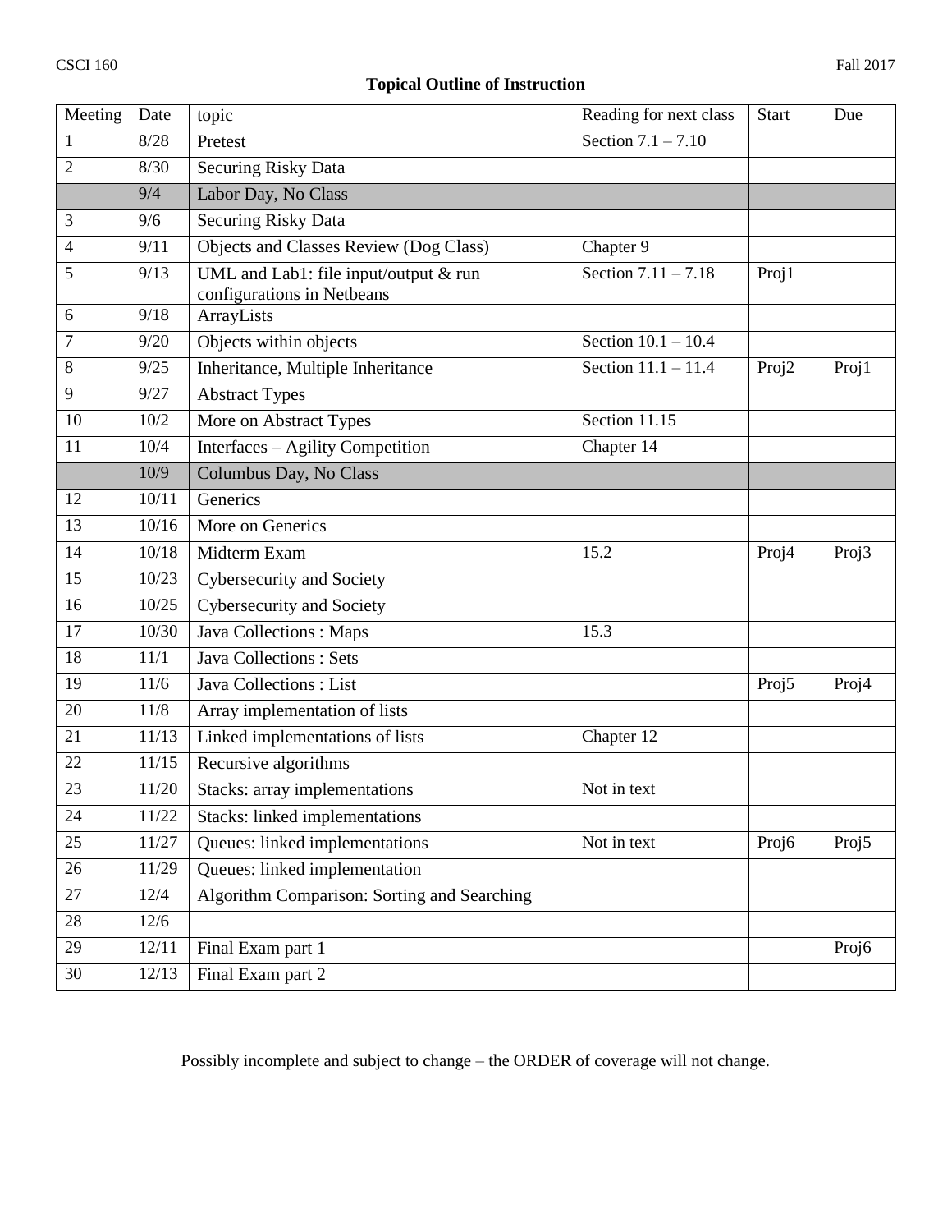**Topical Outline of Instruction**

| Meeting | Date | topic | Reading for next class | Start | Due |
|---|---|---|---|---|---|
| 1 | 8/28 | Pretest | Section 7.1 – 7.10 | | |
| 2 | 8/30 | Securing Risky Data | | | |
| | 9/4 | Labor Day, No Class | | | |
| 3 | 9/6 | Securing Risky Data | | | |
| 4 | 9/11 | Objects and Classes Review (Dog Class) | Chapter 9 | | |
| 5 | 9/13 | UML and Lab1: file input/output & run configurations in Netbeans | Section 7.11 – 7.18 | Proj1 | |
| 6 | 9/18 | ArrayLists | | | |
| 7 | 9/20 | Objects within objects | Section 10.1 – 10.4 | | |
| 8 | 9/25 | Inheritance, Multiple Inheritance | Section 11.1 – 11.4 | Proj2 | Proj1 |
| 9 | 9/27 | Abstract Types | | | |
| 10 | 10/2 | More on Abstract Types | Section 11.15 | | |
| 11 | 10/4 | Interfaces – Agility Competition | Chapter 14 | | |
| | 10/9 | Columbus Day, No Class | | | |
| 12 | 10/11 | Generics | | | |
| 13 | 10/16 | More on Generics | | | |
| 14 | 10/18 | Midterm Exam | 15.2 | Proj4 | Proj3 |
| 15 | 10/23 | Cybersecurity and Society | | | |
| 16 | 10/25 | Cybersecurity and Society | | | |
| 17 | 10/30 | Java Collections : Maps | 15.3 | | |
| 18 | 11/1 | Java Collections : Sets | | | |
| 19 | 11/6 | Java Collections : List | | Proj5 | Proj4 |
| 20 | 11/8 | Array implementation of lists | | | |
| 21 | 11/13 | Linked implementations of lists | Chapter 12 | | |
| 22 | 11/15 | Recursive algorithms | | | |
| 23 | 11/20 | Stacks: array implementations | Not in text | | |
| 24 | 11/22 | Stacks: linked implementations | | | |
| 25 | 11/27 | Queues: linked implementations | Not in text | Proj6 | Proj5 |
| 26 | 11/29 | Queues: linked implementation | | | |
| 27 | 12/4 | Algorithm Comparison: Sorting and Searching | | | |
| 28 | 12/6 | | | | |
| 29 | 12/11 | Final Exam part 1 | | | Proj6 |
| 30 | 12/13 | Final Exam part 2 | | | |

Possibly incomplete and subject to change – the ORDER of coverage will not change.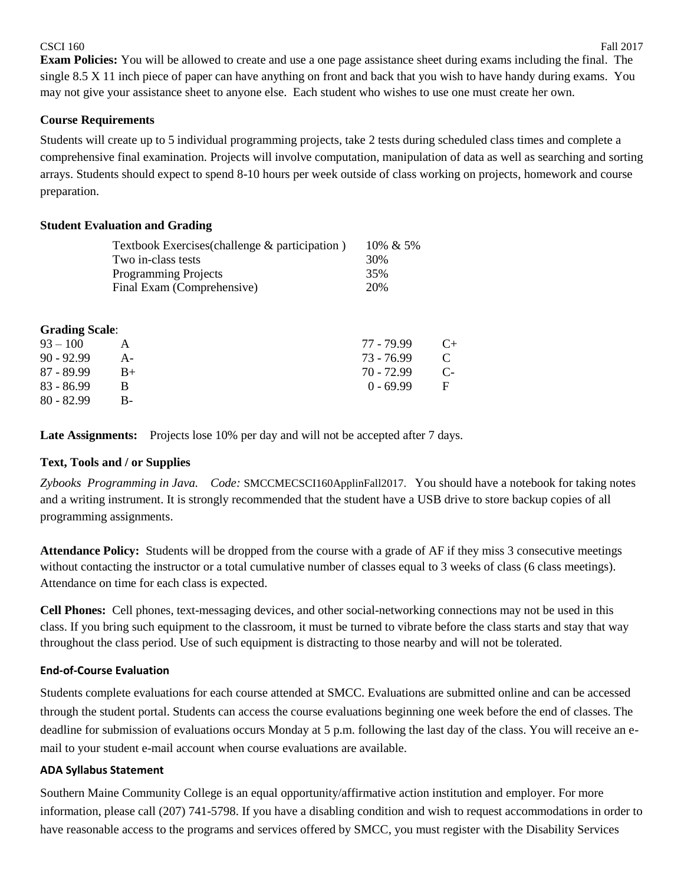**Exam Policies:** You will be allowed to create and use a one page assistance sheet during exams including the final. The single 8.5 X 11 inch piece of paper can have anything on front and back that you wish to have handy during exams. You may not give your assistance sheet to anyone else. Each student who wishes to use one must create her own.

**Course Requirements**

Students will create up to 5 individual programming projects, take 2 tests during scheduled class times and complete a comprehensive final examination. Projects will involve computation, manipulation of data as well as searching and sorting arrays. Students should expect to spend 8-10 hours per week outside of class working on projects, homework and course preparation.

**Student Evaluation and Grading**

| | |
|---|---|
| Textbook Exercises(challenge & participation ) | 10% & 5% |
| Two in-class tests | 30% |
| Programming Projects | 35% |
| Final Exam (Comprehensive) | 20% |

**Grading Scale**:

| | | | |
|---|---|---|---|
| 93 – 100 | A | 77 - 79.99 | C+ |
| 90 - 92.99 | A- | 73 - 76.99 | C |
| 87 - 89.99 | B+ | 70 - 72.99 | C- |
| 83 - 86.99 | B | 0 - 69.99 | F |
| 80 - 82.99 | B- | | |

**Late Assignments:** Projects lose 10% per day and will not be accepted after 7 days.

**Text, Tools and / or Supplies**

*Zybooks Programming in Java. Code:* SMCCMECSCI160ApplinFall2017. You should have a notebook for taking notes and a writing instrument. It is strongly recommended that the student have a USB drive to store backup copies of all programming assignments.

**Attendance Policy:** Students will be dropped from the course with a grade of AF if they miss 3 consecutive meetings without contacting the instructor or a total cumulative number of classes equal to 3 weeks of class (6 class meetings). Attendance on time for each class is expected.

**Cell Phones:** Cell phones, text-messaging devices, and other social-networking connections may not be used in this class. If you bring such equipment to the classroom, it must be turned to vibrate before the class starts and stay that way throughout the class period. Use of such equipment is distracting to those nearby and will not be tolerated.

**End-of-Course Evaluation**

Students complete evaluations for each course attended at SMCC. Evaluations are submitted online and can be accessed through the student portal. Students can access the course evaluations beginning one week before the end of classes. The deadline for submission of evaluations occurs Monday at 5 p.m. following the last day of the class. You will receive an e-mail to your student e-mail account when course evaluations are available.

**ADA Syllabus Statement**

Southern Maine Community College is an equal opportunity/affirmative action institution and employer. For more information, please call (207) 741-5798. If you have a disabling condition and wish to request accommodations in order to have reasonable access to the programs and services offered by SMCC, you must register with the Disability Services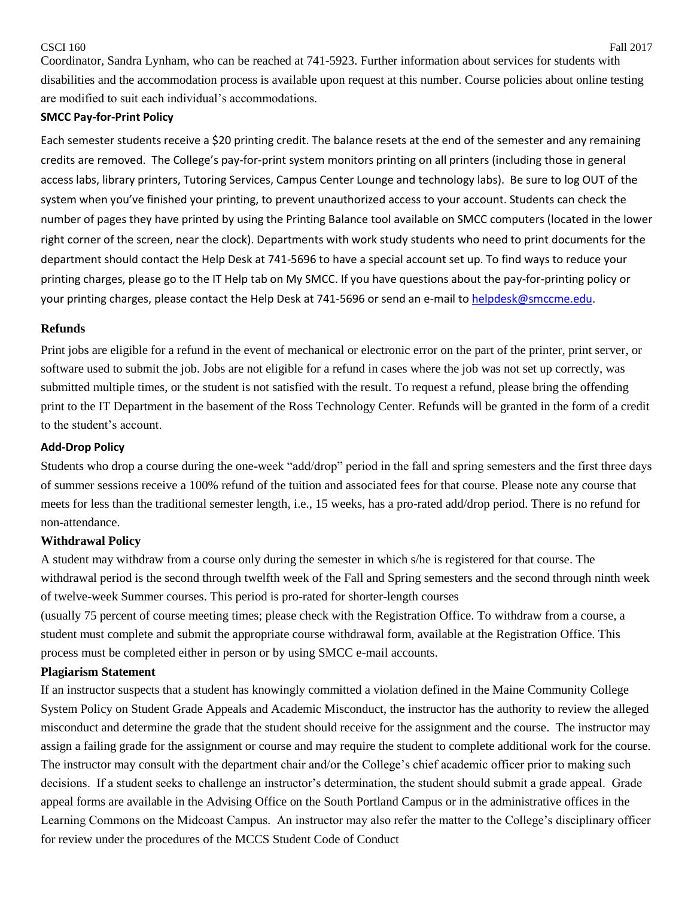Coordinator, Sandra Lynham, who can be reached at 741-5923. Further information about services for students with disabilities and the accommodation process is available upon request at this number. Course policies about online testing are modified to suit each individual's accommodations.

**SMCC Pay-for-Print Policy**

Each semester students receive a $20 printing credit. The balance resets at the end of the semester and any remaining credits are removed. The College's pay-for-print system monitors printing on all printers (including those in general access labs, library printers, Tutoring Services, Campus Center Lounge and technology labs). Be sure to log OUT of the system when you've finished your printing, to prevent unauthorized access to your account. Students can check the number of pages they have printed by using the Printing Balance tool available on SMCC computers (located in the lower right corner of the screen, near the clock). Departments with work study students who need to print documents for the department should contact the Help Desk at 741-5696 to have a special account set up. To find ways to reduce your printing charges, please go to the IT Help tab on My SMCC. If you have questions about the pay-for-printing policy or your printing charges, please contact the Help Desk at 741-5696 or send an e-mail to helpdesk@smccme.edu.

**Refunds**

Print jobs are eligible for a refund in the event of mechanical or electronic error on the part of the printer, print server, or software used to submit the job. Jobs are not eligible for a refund in cases where the job was not set up correctly, was submitted multiple times, or the student is not satisfied with the result. To request a refund, please bring the offending print to the IT Department in the basement of the Ross Technology Center. Refunds will be granted in the form of a credit to the student's account.

**Add-Drop Policy**

Students who drop a course during the one-week "add/drop" period in the fall and spring semesters and the first three days of summer sessions receive a 100% refund of the tuition and associated fees for that course. Please note any course that meets for less than the traditional semester length, i.e., 15 weeks, has a pro-rated add/drop period. There is no refund for non-attendance.

**Withdrawal Policy**

A student may withdraw from a course only during the semester in which s/he is registered for that course. The withdrawal period is the second through twelfth week of the Fall and Spring semesters and the second through ninth week of twelve-week Summer courses. This period is pro-rated for shorter-length courses (usually 75 percent of course meeting times; please check with the Registration Office. To withdraw from a course, a student must complete and submit the appropriate course withdrawal form, available at the Registration Office. This process must be completed either in person or by using SMCC e-mail accounts.

**Plagiarism Statement**

If an instructor suspects that a student has knowingly committed a violation defined in the Maine Community College System Policy on Student Grade Appeals and Academic Misconduct, the instructor has the authority to review the alleged misconduct and determine the grade that the student should receive for the assignment and the course. The instructor may assign a failing grade for the assignment or course and may require the student to complete additional work for the course. The instructor may consult with the department chair and/or the College's chief academic officer prior to making such decisions. If a student seeks to challenge an instructor's determination, the student should submit a grade appeal. Grade appeal forms are available in the Advising Office on the South Portland Campus or in the administrative offices in the Learning Commons on the Midcoast Campus. An instructor may also refer the matter to the College's disciplinary officer for review under the procedures of the MCCS Student Code of Conduct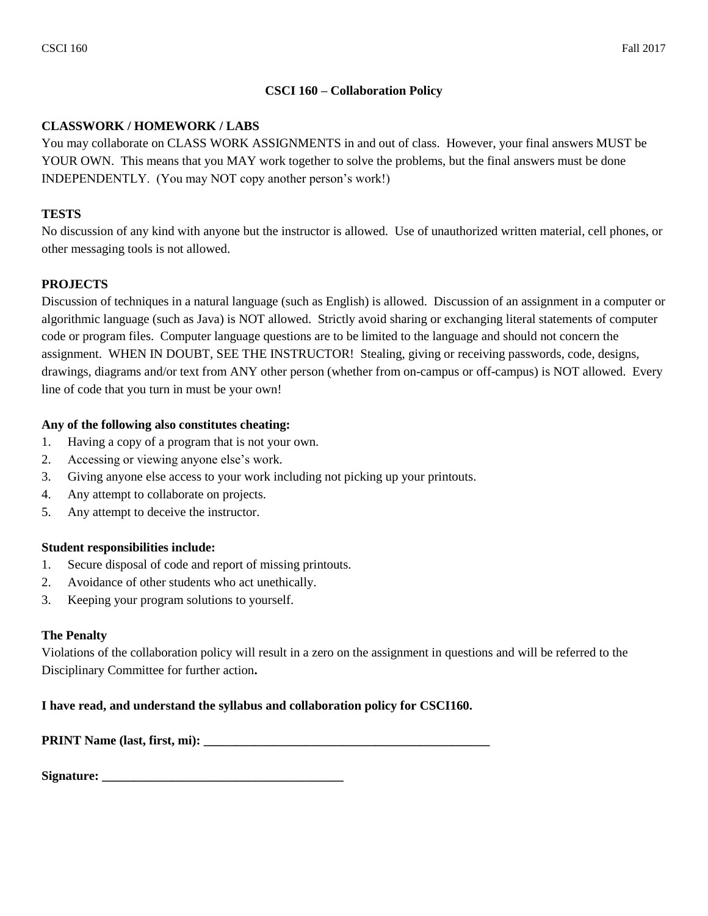# CSCI 160 – Collaboration Policy

**CLASSWORK / HOMEWORK / LABS**

You may collaborate on CLASS WORK ASSIGNMENTS in and out of class. However, your final answers MUST be YOUR OWN. This means that you MAY work together to solve the problems, but the final answers must be done INDEPENDENTLY. (You may NOT copy another person's work!)

**TESTS**

No discussion of any kind with anyone but the instructor is allowed. Use of unauthorized written material, cell phones, or other messaging tools is not allowed.

**PROJECTS**

Discussion of techniques in a natural language (such as English) is allowed. Discussion of an assignment in a computer or algorithmic language (such as Java) is NOT allowed. Strictly avoid sharing or exchanging literal statements of computer code or program files. Computer language questions are to be limited to the language and should not concern the assignment. WHEN IN DOUBT, SEE THE INSTRUCTOR! Stealing, giving or receiving passwords, code, designs, drawings, diagrams and/or text from ANY other person (whether from on-campus or off-campus) is NOT allowed. Every line of code that you turn in must be your own!

**Any of the following also constitutes cheating:**

1. Having a copy of a program that is not your own.
2. Accessing or viewing anyone else's work.
3. Giving anyone else access to your work including not picking up your printouts.
4. Any attempt to collaborate on projects.
5. Any attempt to deceive the instructor.

**Student responsibilities include:**

1. Secure disposal of code and report of missing printouts.
2. Avoidance of other students who act unethically.
3. Keeping your program solutions to yourself.

**The Penalty**

Violations of the collaboration policy will result in a zero on the assignment in questions and will be referred to the Disciplinary Committee for further action**.**

**I have read, and understand the syllabus and collaboration policy for CSCI160.**

**PRINT Name (last, first, mi): _______________________________________________**

**Signature: _______________________________________**